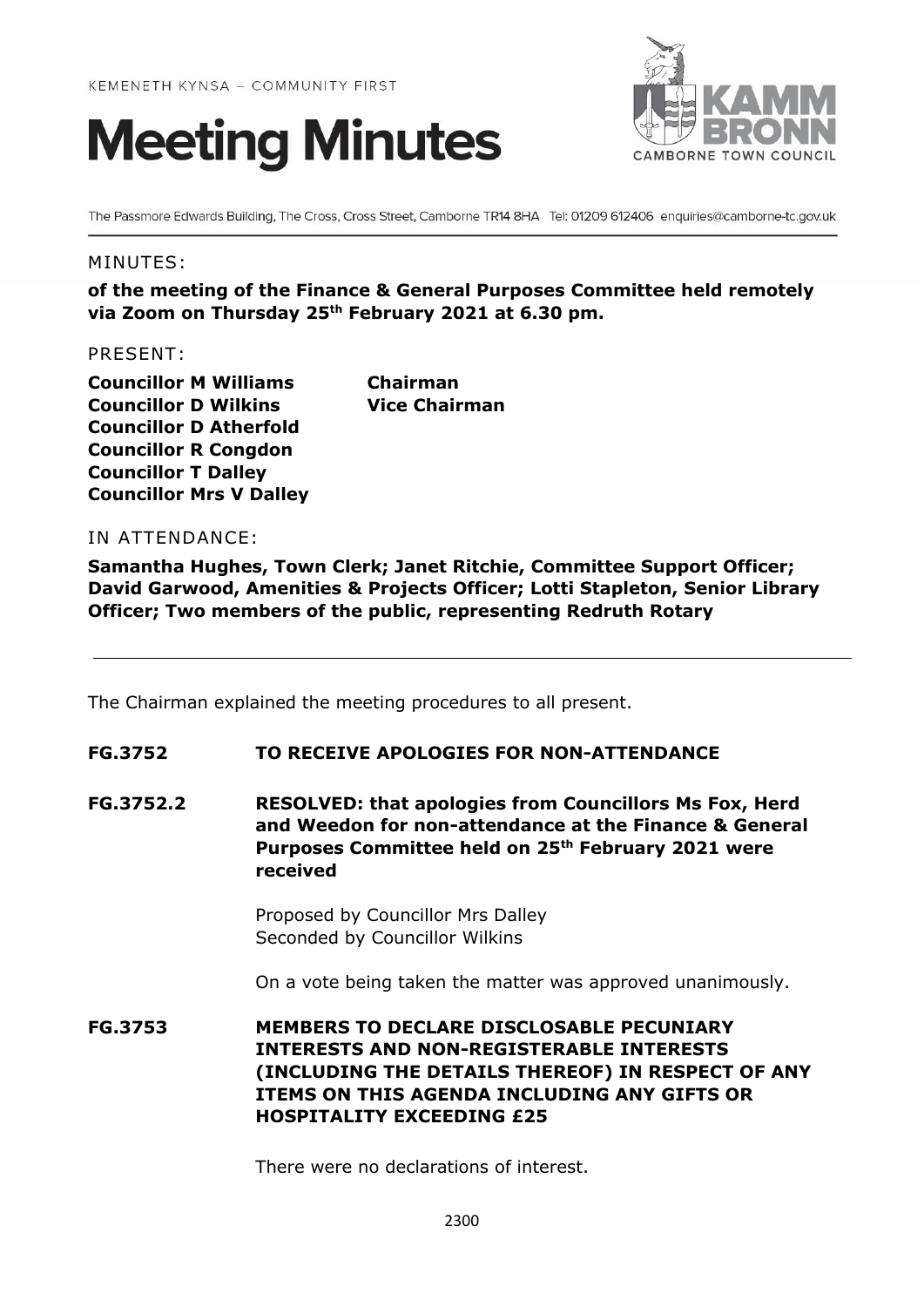KEMENETH KYNSA – COMMUNITY FIRST

# Meeting Minutes

KAMM BRONN
CAMBORNE TOWN COUNCIL

The Passmore Edwards Building, The Cross, Cross Street, Camborne TR14 8HA Tel: 01209 612406 enquiries@camborne-tc.gov.uk

MINUTES:

**of the meeting of the Finance & General Purposes Committee held remotely via Zoom on Thursday 25th February 2021 at 6.30 pm.**

PRESENT:

| | |
|---|---|
| **Councillor M Williams** | **Chairman** |
| **Councillor D Wilkins** | **Vice Chairman** |
| **Councillor D Atherfold** | |
| **Councillor R Congdon** | |
| **Councillor T Dalley** | |
| **Councillor Mrs V Dalley** | |

IN ATTENDANCE:

**Samantha Hughes, Town Clerk; Janet Ritchie, Committee Support Officer; David Garwood, Amenities & Projects Officer; Lotti Stapleton, Senior Library Officer; Two members of the public, representing Redruth Rotary**

---

The Chairman explained the meeting procedures to all present.

**FG.3752 TO RECEIVE APOLOGIES FOR NON-ATTENDANCE**

**FG.3752.2 RESOLVED: that apologies from Councillors Ms Fox, Herd and Weedon for non-attendance at the Finance & General Purposes Committee held on 25th February 2021 were received**

Proposed by Councillor Mrs Dalley
Seconded by Councillor Wilkins

On a vote being taken the matter was approved unanimously.

**FG.3753 MEMBERS TO DECLARE DISCLOSABLE PECUNIARY INTERESTS AND NON-REGISTERABLE INTERESTS (INCLUDING THE DETAILS THEREOF) IN RESPECT OF ANY ITEMS ON THIS AGENDA INCLUDING ANY GIFTS OR HOSPITALITY EXCEEDING £25**

There were no declarations of interest.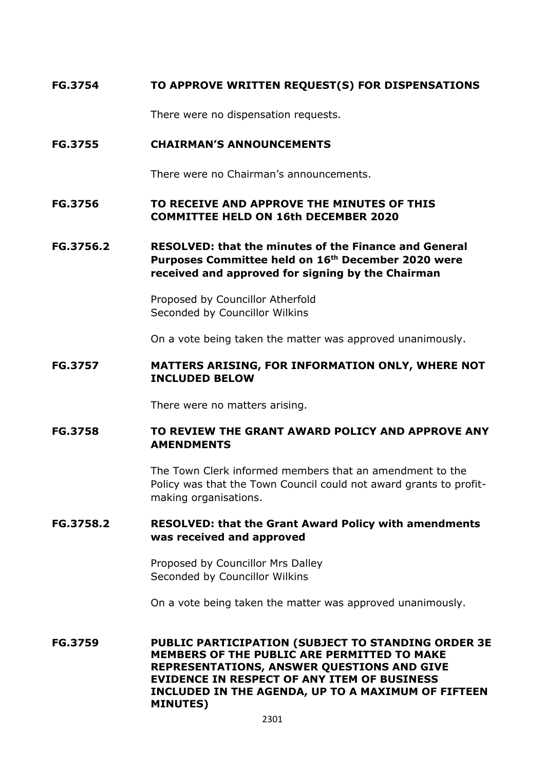**FG.3754 TO APPROVE WRITTEN REQUEST(S) FOR DISPENSATIONS**

There were no dispensation requests.

**FG.3755 CHAIRMAN'S ANNOUNCEMENTS**

There were no Chairman's announcements.

**FG.3756 TO RECEIVE AND APPROVE THE MINUTES OF THIS COMMITTEE HELD ON 16th DECEMBER 2020**

**FG.3756.2 RESOLVED: that the minutes of the Finance and General Purposes Committee held on 16th December 2020 were received and approved for signing by the Chairman**

Proposed by Councillor Atherfold
Seconded by Councillor Wilkins

On a vote being taken the matter was approved unanimously.

**FG.3757 MATTERS ARISING, FOR INFORMATION ONLY, WHERE NOT INCLUDED BELOW**

There were no matters arising.

**FG.3758 TO REVIEW THE GRANT AWARD POLICY AND APPROVE ANY AMENDMENTS**

The Town Clerk informed members that an amendment to the Policy was that the Town Council could not award grants to profit-making organisations.

**FG.3758.2 RESOLVED: that the Grant Award Policy with amendments was received and approved**

Proposed by Councillor Mrs Dalley
Seconded by Councillor Wilkins

On a vote being taken the matter was approved unanimously.

**FG.3759 PUBLIC PARTICIPATION (SUBJECT TO STANDING ORDER 3E MEMBERS OF THE PUBLIC ARE PERMITTED TO MAKE REPRESENTATIONS, ANSWER QUESTIONS AND GIVE EVIDENCE IN RESPECT OF ANY ITEM OF BUSINESS INCLUDED IN THE AGENDA, UP TO A MAXIMUM OF FIFTEEN MINUTES)**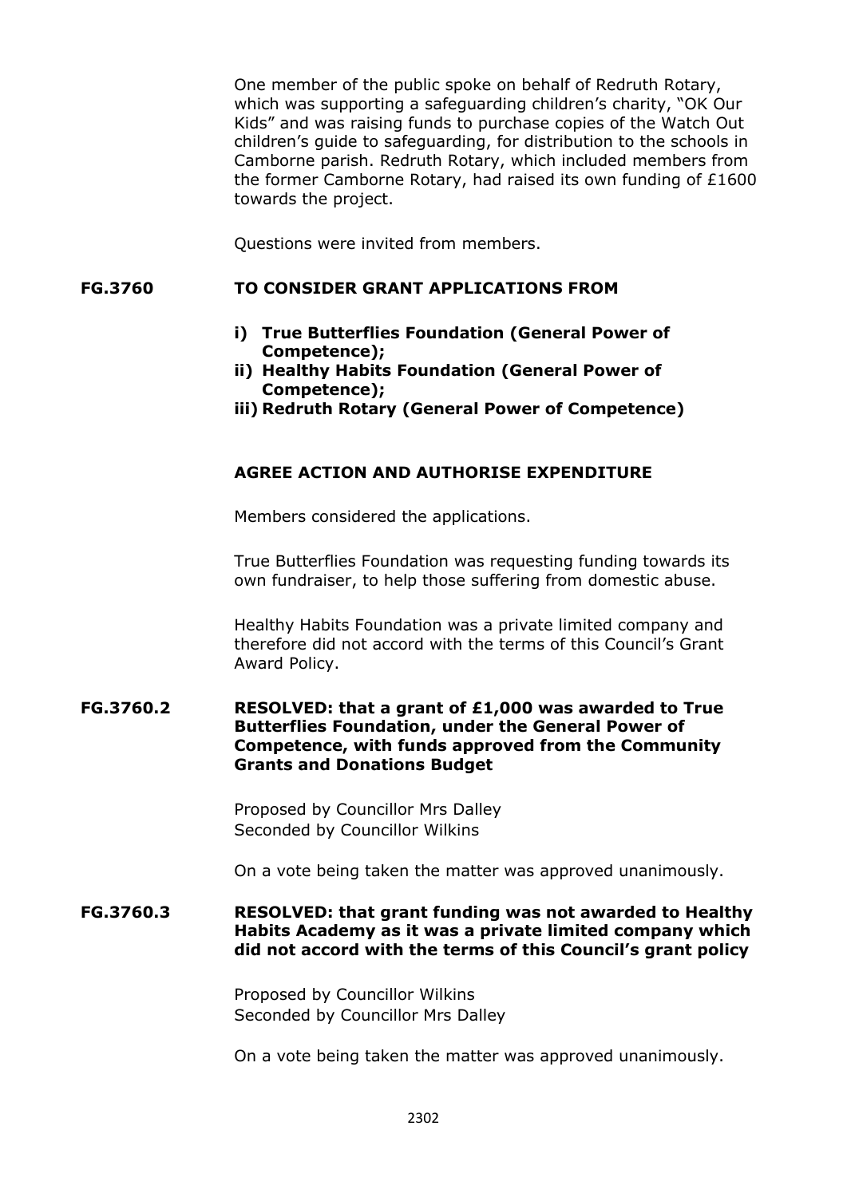One member of the public spoke on behalf of Redruth Rotary, which was supporting a safeguarding children's charity, "OK Our Kids" and was raising funds to purchase copies of the Watch Out children's guide to safeguarding, for distribution to the schools in Camborne parish. Redruth Rotary, which included members from the former Camborne Rotary, had raised its own funding of £1600 towards the project.

Questions were invited from members.

**FG.3760 TO CONSIDER GRANT APPLICATIONS FROM**

- **i) True Butterflies Foundation (General Power of Competence);**
- **ii) Healthy Habits Foundation (General Power of Competence);**
- **iii) Redruth Rotary (General Power of Competence)**

**AGREE ACTION AND AUTHORISE EXPENDITURE**

Members considered the applications.

True Butterflies Foundation was requesting funding towards its own fundraiser, to help those suffering from domestic abuse.

Healthy Habits Foundation was a private limited company and therefore did not accord with the terms of this Council's Grant Award Policy.

**FG.3760.2 RESOLVED: that a grant of £1,000 was awarded to True Butterflies Foundation, under the General Power of Competence, with funds approved from the Community Grants and Donations Budget**

Proposed by Councillor Mrs Dalley
Seconded by Councillor Wilkins

On a vote being taken the matter was approved unanimously.

**FG.3760.3 RESOLVED: that grant funding was not awarded to Healthy Habits Academy as it was a private limited company which did not accord with the terms of this Council's grant policy**

Proposed by Councillor Wilkins
Seconded by Councillor Mrs Dalley

On a vote being taken the matter was approved unanimously.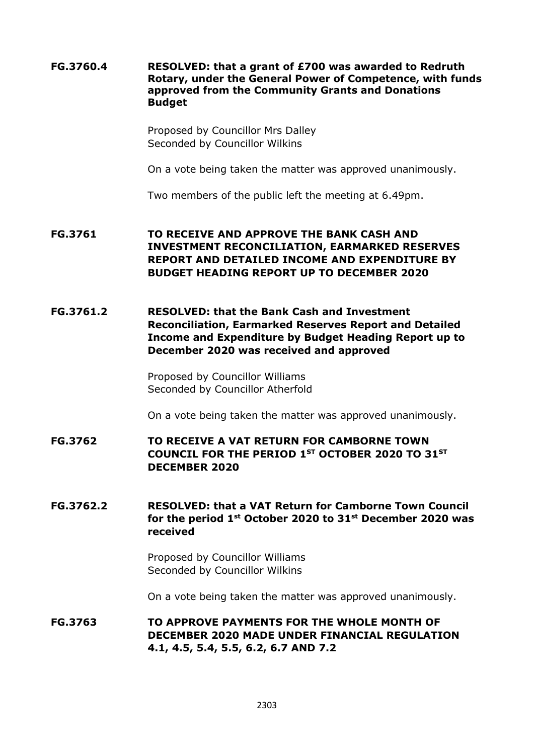**FG.3760.4** **RESOLVED: that a grant of £700 was awarded to Redruth Rotary, under the General Power of Competence, with funds approved from the Community Grants and Donations Budget**

Proposed by Councillor Mrs Dalley
Seconded by Councillor Wilkins

On a vote being taken the matter was approved unanimously.

Two members of the public left the meeting at 6.49pm.

**FG.3761** **TO RECEIVE AND APPROVE THE BANK CASH AND INVESTMENT RECONCILIATION, EARMARKED RESERVES REPORT AND DETAILED INCOME AND EXPENDITURE BY BUDGET HEADING REPORT UP TO DECEMBER 2020**

**FG.3761.2** **RESOLVED: that the Bank Cash and Investment Reconciliation, Earmarked Reserves Report and Detailed Income and Expenditure by Budget Heading Report up to December 2020 was received and approved**

Proposed by Councillor Williams
Seconded by Councillor Atherfold

On a vote being taken the matter was approved unanimously.

**FG.3762** **TO RECEIVE A VAT RETURN FOR CAMBORNE TOWN COUNCIL FOR THE PERIOD 1ST OCTOBER 2020 TO 31ST DECEMBER 2020**

**FG.3762.2** **RESOLVED: that a VAT Return for Camborne Town Council for the period 1st October 2020 to 31st December 2020 was received**

Proposed by Councillor Williams
Seconded by Councillor Wilkins

On a vote being taken the matter was approved unanimously.

**FG.3763** **TO APPROVE PAYMENTS FOR THE WHOLE MONTH OF DECEMBER 2020 MADE UNDER FINANCIAL REGULATION 4.1, 4.5, 5.4, 5.5, 6.2, 6.7 AND 7.2**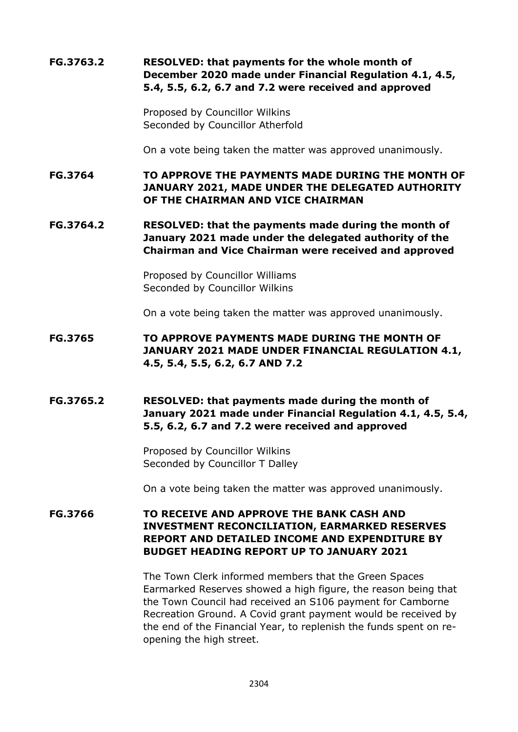**FG.3763.2 RESOLVED: that payments for the whole month of December 2020 made under Financial Regulation 4.1, 4.5, 5.4, 5.5, 6.2, 6.7 and 7.2 were received and approved**

Proposed by Councillor Wilkins
Seconded by Councillor Atherfold

On a vote being taken the matter was approved unanimously.

**FG.3764 TO APPROVE THE PAYMENTS MADE DURING THE MONTH OF JANUARY 2021, MADE UNDER THE DELEGATED AUTHORITY OF THE CHAIRMAN AND VICE CHAIRMAN**

**FG.3764.2 RESOLVED: that the payments made during the month of January 2021 made under the delegated authority of the Chairman and Vice Chairman were received and approved**

Proposed by Councillor Williams
Seconded by Councillor Wilkins

On a vote being taken the matter was approved unanimously.

**FG.3765 TO APPROVE PAYMENTS MADE DURING THE MONTH OF JANUARY 2021 MADE UNDER FINANCIAL REGULATION 4.1, 4.5, 5.4, 5.5, 6.2, 6.7 AND 7.2**

**FG.3765.2 RESOLVED: that payments made during the month of January 2021 made under Financial Regulation 4.1, 4.5, 5.4, 5.5, 6.2, 6.7 and 7.2 were received and approved**

Proposed by Councillor Wilkins
Seconded by Councillor T Dalley

On a vote being taken the matter was approved unanimously.

**FG.3766 TO RECEIVE AND APPROVE THE BANK CASH AND INVESTMENT RECONCILIATION, EARMARKED RESERVES REPORT AND DETAILED INCOME AND EXPENDITURE BY BUDGET HEADING REPORT UP TO JANUARY 2021**

The Town Clerk informed members that the Green Spaces Earmarked Reserves showed a high figure, the reason being that the Town Council had received an S106 payment for Camborne Recreation Ground. A Covid grant payment would be received by the end of the Financial Year, to replenish the funds spent on re-opening the high street.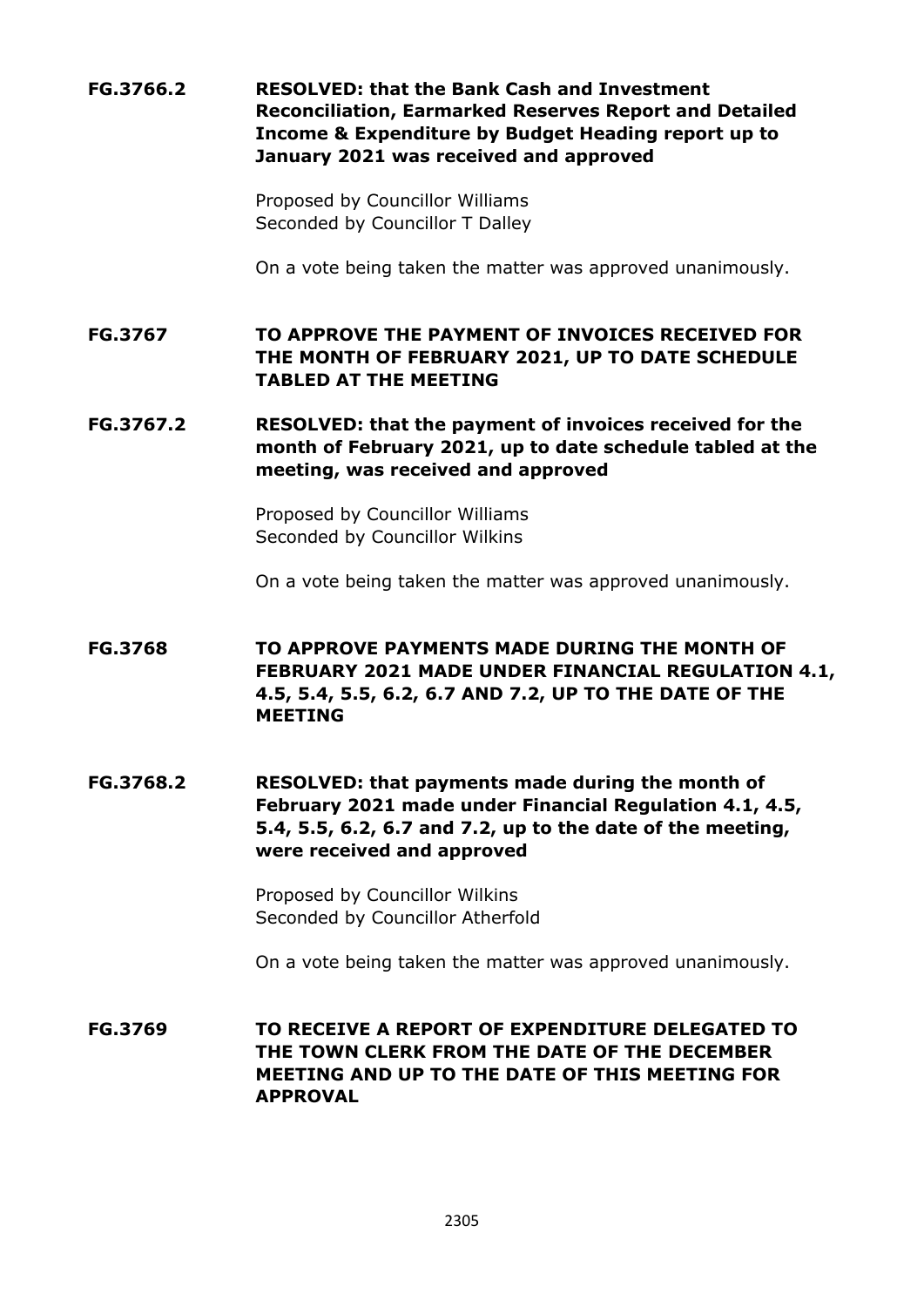**FG.3766.2 RESOLVED: that the Bank Cash and Investment Reconciliation, Earmarked Reserves Report and Detailed Income & Expenditure by Budget Heading report up to January 2021 was received and approved**

Proposed by Councillor Williams
Seconded by Councillor T Dalley

On a vote being taken the matter was approved unanimously.

**FG.3767 TO APPROVE THE PAYMENT OF INVOICES RECEIVED FOR THE MONTH OF FEBRUARY 2021, UP TO DATE SCHEDULE TABLED AT THE MEETING**

**FG.3767.2 RESOLVED: that the payment of invoices received for the month of February 2021, up to date schedule tabled at the meeting, was received and approved**

Proposed by Councillor Williams
Seconded by Councillor Wilkins

On a vote being taken the matter was approved unanimously.

**FG.3768 TO APPROVE PAYMENTS MADE DURING THE MONTH OF FEBRUARY 2021 MADE UNDER FINANCIAL REGULATION 4.1, 4.5, 5.4, 5.5, 6.2, 6.7 AND 7.2, UP TO THE DATE OF THE MEETING**

**FG.3768.2 RESOLVED: that payments made during the month of February 2021 made under Financial Regulation 4.1, 4.5, 5.4, 5.5, 6.2, 6.7 and 7.2, up to the date of the meeting, were received and approved**

Proposed by Councillor Wilkins
Seconded by Councillor Atherfold

On a vote being taken the matter was approved unanimously.

**FG.3769 TO RECEIVE A REPORT OF EXPENDITURE DELEGATED TO THE TOWN CLERK FROM THE DATE OF THE DECEMBER MEETING AND UP TO THE DATE OF THIS MEETING FOR APPROVAL**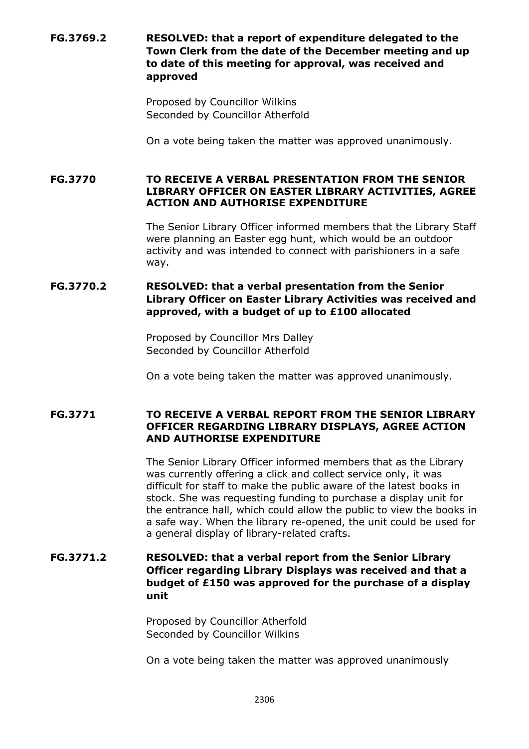**FG.3769.2 RESOLVED: that a report of expenditure delegated to the Town Clerk from the date of the December meeting and up to date of this meeting for approval, was received and approved**

Proposed by Councillor Wilkins
Seconded by Councillor Atherfold

On a vote being taken the matter was approved unanimously.

**FG.3770 TO RECEIVE A VERBAL PRESENTATION FROM THE SENIOR LIBRARY OFFICER ON EASTER LIBRARY ACTIVITIES, AGREE ACTION AND AUTHORISE EXPENDITURE**

The Senior Library Officer informed members that the Library Staff were planning an Easter egg hunt, which would be an outdoor activity and was intended to connect with parishioners in a safe way.

**FG.3770.2 RESOLVED: that a verbal presentation from the Senior Library Officer on Easter Library Activities was received and approved, with a budget of up to £100 allocated**

Proposed by Councillor Mrs Dalley
Seconded by Councillor Atherfold

On a vote being taken the matter was approved unanimously.

**FG.3771 TO RECEIVE A VERBAL REPORT FROM THE SENIOR LIBRARY OFFICER REGARDING LIBRARY DISPLAYS, AGREE ACTION AND AUTHORISE EXPENDITURE**

The Senior Library Officer informed members that as the Library was currently offering a click and collect service only, it was difficult for staff to make the public aware of the latest books in stock. She was requesting funding to purchase a display unit for the entrance hall, which could allow the public to view the books in a safe way. When the library re-opened, the unit could be used for a general display of library-related crafts.

**FG.3771.2 RESOLVED: that a verbal report from the Senior Library Officer regarding Library Displays was received and that a budget of £150 was approved for the purchase of a display unit**

Proposed by Councillor Atherfold
Seconded by Councillor Wilkins

On a vote being taken the matter was approved unanimously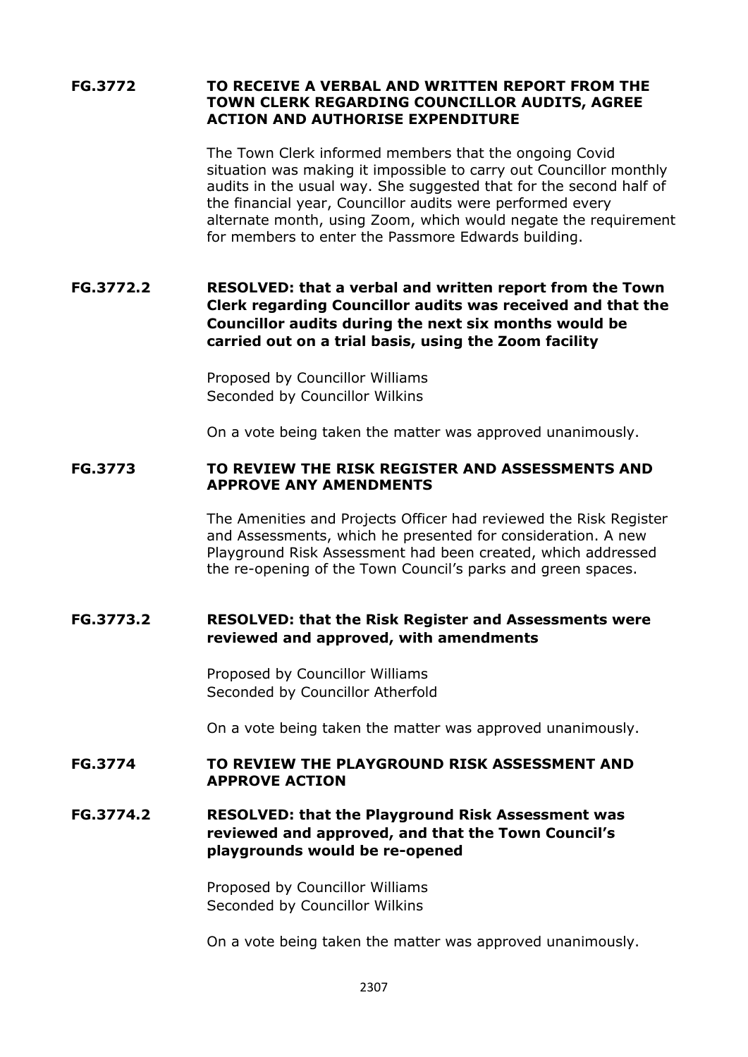**FG.3772 TO RECEIVE A VERBAL AND WRITTEN REPORT FROM THE TOWN CLERK REGARDING COUNCILLOR AUDITS, AGREE ACTION AND AUTHORISE EXPENDITURE**

The Town Clerk informed members that the ongoing Covid situation was making it impossible to carry out Councillor monthly audits in the usual way. She suggested that for the second half of the financial year, Councillor audits were performed every alternate month, using Zoom, which would negate the requirement for members to enter the Passmore Edwards building.

**FG.3772.2 RESOLVED: that a verbal and written report from the Town Clerk regarding Councillor audits was received and that the Councillor audits during the next six months would be carried out on a trial basis, using the Zoom facility**

Proposed by Councillor Williams
Seconded by Councillor Wilkins

On a vote being taken the matter was approved unanimously.

**FG.3773 TO REVIEW THE RISK REGISTER AND ASSESSMENTS AND APPROVE ANY AMENDMENTS**

The Amenities and Projects Officer had reviewed the Risk Register and Assessments, which he presented for consideration. A new Playground Risk Assessment had been created, which addressed the re-opening of the Town Council's parks and green spaces.

**FG.3773.2 RESOLVED: that the Risk Register and Assessments were reviewed and approved, with amendments**

Proposed by Councillor Williams
Seconded by Councillor Atherfold

On a vote being taken the matter was approved unanimously.

**FG.3774 TO REVIEW THE PLAYGROUND RISK ASSESSMENT AND APPROVE ACTION**

**FG.3774.2 RESOLVED: that the Playground Risk Assessment was reviewed and approved, and that the Town Council's playgrounds would be re-opened**

Proposed by Councillor Williams
Seconded by Councillor Wilkins

On a vote being taken the matter was approved unanimously.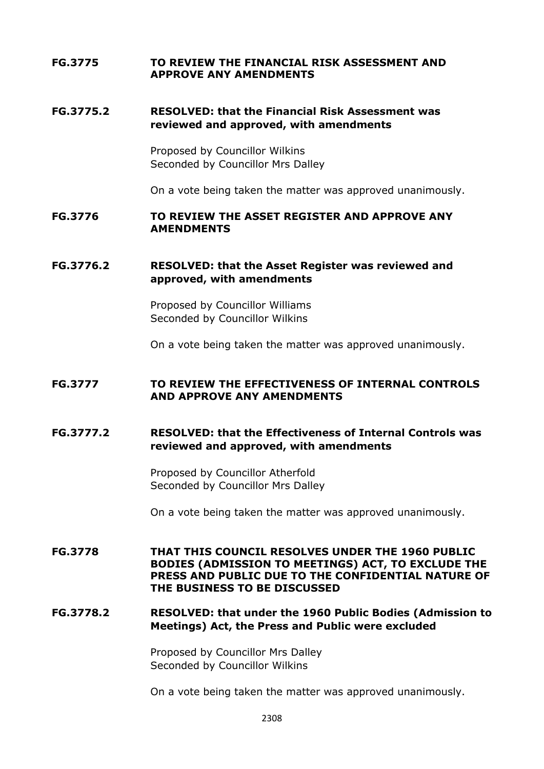**FG.3775 TO REVIEW THE FINANCIAL RISK ASSESSMENT AND APPROVE ANY AMENDMENTS**

**FG.3775.2 RESOLVED: that the Financial Risk Assessment was reviewed and approved, with amendments**

Proposed by Councillor Wilkins
Seconded by Councillor Mrs Dalley

On a vote being taken the matter was approved unanimously.

**FG.3776 TO REVIEW THE ASSET REGISTER AND APPROVE ANY AMENDMENTS**

**FG.3776.2 RESOLVED: that the Asset Register was reviewed and approved, with amendments**

Proposed by Councillor Williams
Seconded by Councillor Wilkins

On a vote being taken the matter was approved unanimously.

**FG.3777 TO REVIEW THE EFFECTIVENESS OF INTERNAL CONTROLS AND APPROVE ANY AMENDMENTS**

**FG.3777.2 RESOLVED: that the Effectiveness of Internal Controls was reviewed and approved, with amendments**

Proposed by Councillor Atherfold
Seconded by Councillor Mrs Dalley

On a vote being taken the matter was approved unanimously.

**FG.3778 THAT THIS COUNCIL RESOLVES UNDER THE 1960 PUBLIC BODIES (ADMISSION TO MEETINGS) ACT, TO EXCLUDE THE PRESS AND PUBLIC DUE TO THE CONFIDENTIAL NATURE OF THE BUSINESS TO BE DISCUSSED**

**FG.3778.2 RESOLVED: that under the 1960 Public Bodies (Admission to Meetings) Act, the Press and Public were excluded**

Proposed by Councillor Mrs Dalley
Seconded by Councillor Wilkins

On a vote being taken the matter was approved unanimously.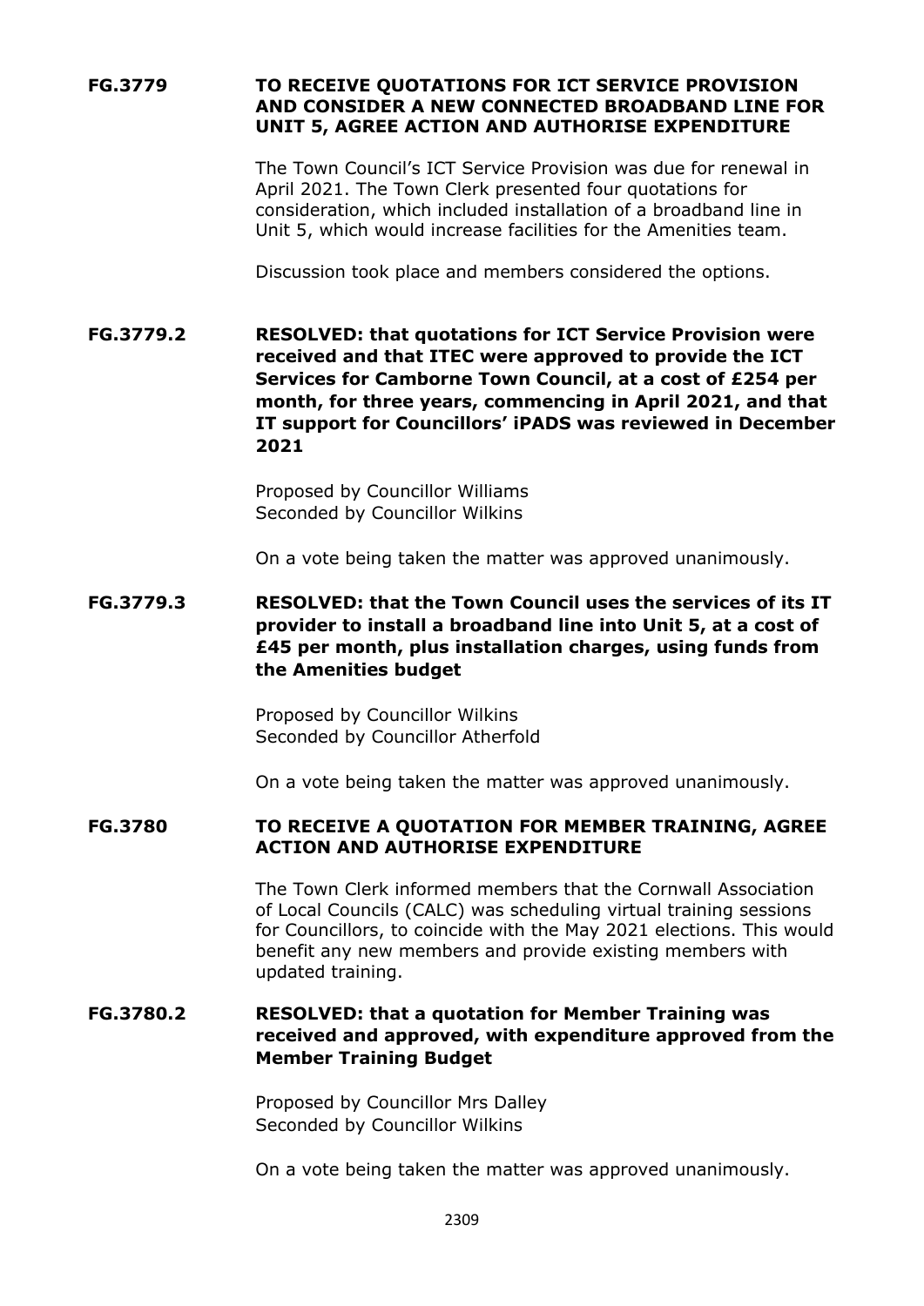**FG.3779 TO RECEIVE QUOTATIONS FOR ICT SERVICE PROVISION AND CONSIDER A NEW CONNECTED BROADBAND LINE FOR UNIT 5, AGREE ACTION AND AUTHORISE EXPENDITURE**

The Town Council's ICT Service Provision was due for renewal in April 2021. The Town Clerk presented four quotations for consideration, which included installation of a broadband line in Unit 5, which would increase facilities for the Amenities team.

Discussion took place and members considered the options.

**FG.3779.2 RESOLVED: that quotations for ICT Service Provision were received and that ITEC were approved to provide the ICT Services for Camborne Town Council, at a cost of £254 per month, for three years, commencing in April 2021, and that IT support for Councillors' iPADS was reviewed in December 2021**

Proposed by Councillor Williams
Seconded by Councillor Wilkins

On a vote being taken the matter was approved unanimously.

**FG.3779.3 RESOLVED: that the Town Council uses the services of its IT provider to install a broadband line into Unit 5, at a cost of £45 per month, plus installation charges, using funds from the Amenities budget**

Proposed by Councillor Wilkins
Seconded by Councillor Atherfold

On a vote being taken the matter was approved unanimously.

**FG.3780 TO RECEIVE A QUOTATION FOR MEMBER TRAINING, AGREE ACTION AND AUTHORISE EXPENDITURE**

The Town Clerk informed members that the Cornwall Association of Local Councils (CALC) was scheduling virtual training sessions for Councillors, to coincide with the May 2021 elections. This would benefit any new members and provide existing members with updated training.

**FG.3780.2 RESOLVED: that a quotation for Member Training was received and approved, with expenditure approved from the Member Training Budget**

Proposed by Councillor Mrs Dalley
Seconded by Councillor Wilkins

On a vote being taken the matter was approved unanimously.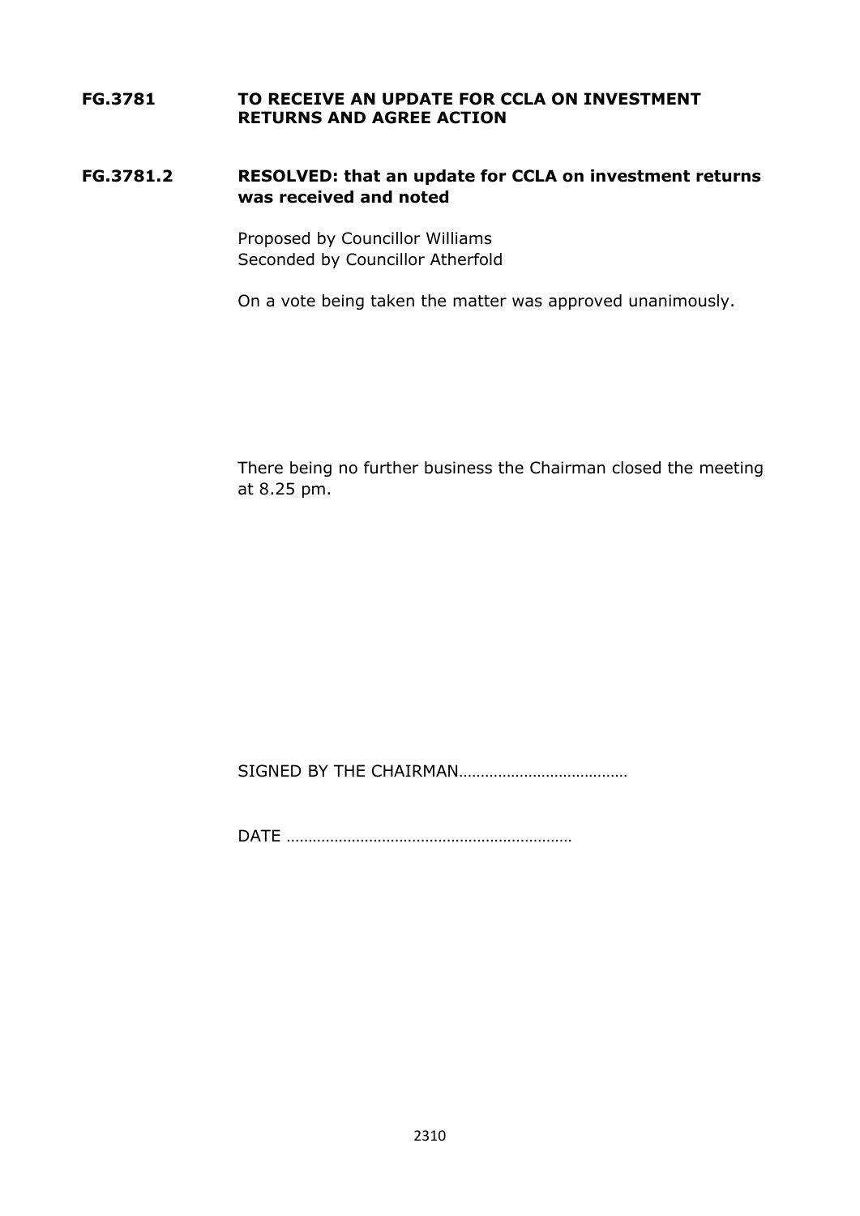**FG.3781 TO RECEIVE AN UPDATE FOR CCLA ON INVESTMENT RETURNS AND AGREE ACTION**

**FG.3781.2 RESOLVED: that an update for CCLA on investment returns was received and noted**

Proposed by Councillor Williams
Seconded by Councillor Atherfold

On a vote being taken the matter was approved unanimously.

There being no further business the Chairman closed the meeting at 8.25 pm.

SIGNED BY THE CHAIRMAN…………………………………

DATE ………………………………………………………